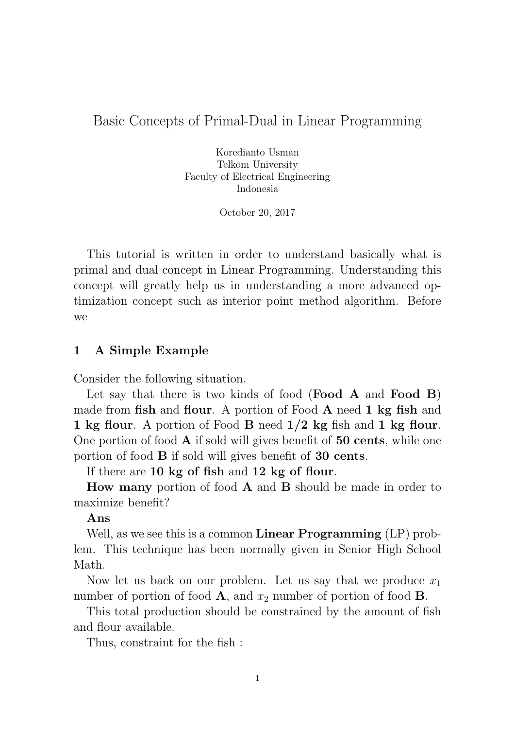# Basic Concepts of Primal-Dual in Linear Programming

Koredianto Usman
Telkom University
Faculty of Electrical Engineering
Indonesia

October 20, 2017

This tutorial is written in order to understand basically what is primal and dual concept in Linear Programming. Understanding this concept will greatly help us in understanding a more advanced optimization concept such as interior point method algorithm. Before we

## 1 A Simple Example

Consider the following situation.

Let say that there is two kinds of food (**Food A** and **Food B**) made from **fish** and **flour**. A portion of Food **A** need **1 kg fish** and **1 kg flour**. A portion of Food **B** need **1/2 kg** fish and **1 kg flour**. One portion of food **A** if sold will gives benefit of **50 cents**, while one portion of food **B** if sold will gives benefit of **30 cents**.

If there are **10 kg of fish** and **12 kg of flour**.

**How many** portion of food **A** and **B** should be made in order to maximize benefit?

**Ans**

Well, as we see this is a common **Linear Programming** (LP) problem. This technique has been normally given in Senior High School Math.

Now let us back on our problem. Let us say that we produce $x_1$ number of portion of food **A**, and $x_2$ number of portion of food **B**.

This total production should be constrained by the amount of fish and flour available.

Thus, constraint for the fish :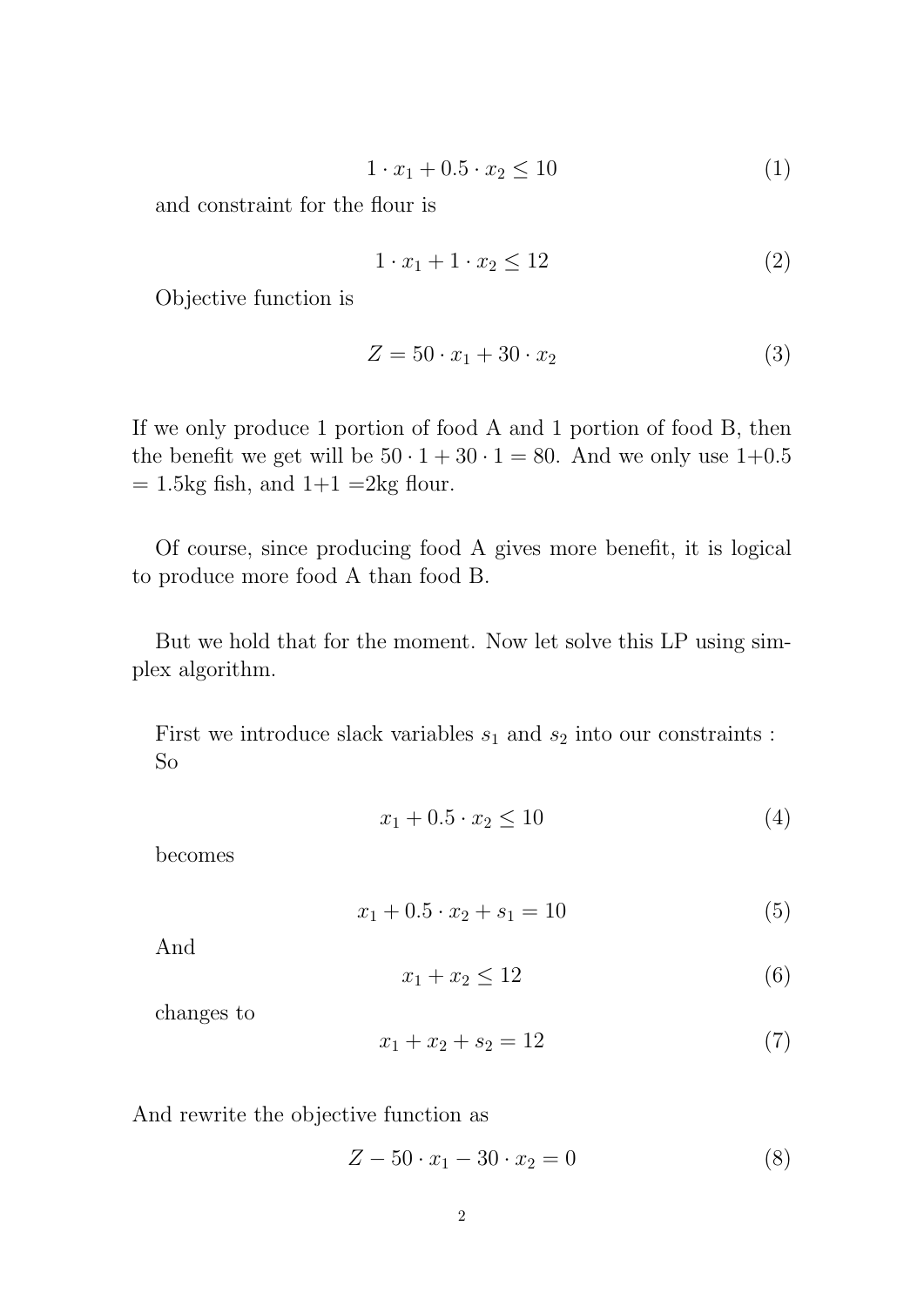$$1 \cdot x_1 + 0.5 \cdot x_2 \leq 10 \tag{1}$$

and constraint for the flour is

$$1 \cdot x_1 + 1 \cdot x_2 \leq 12 \tag{2}$$

Objective function is

$$Z = 50 \cdot x_1 + 30 \cdot x_2 \tag{3}$$

If we only produce 1 portion of food A and 1 portion of food B, then the benefit we get will be $50 \cdot 1 + 30 \cdot 1 = 80$. And we only use 1+0.5 = 1.5kg fish, and 1+1 =2kg flour.

Of course, since producing food A gives more benefit, it is logical to produce more food A than food B.

But we hold that for the moment. Now let solve this LP using simplex algorithm.

First we introduce slack variables $s_1$ and $s_2$ into our constraints : So

$$x_1 + 0.5 \cdot x_2 \leq 10 \tag{4}$$

becomes

$$x_1 + 0.5 \cdot x_2 + s_1 = 10 \tag{5}$$

And

$$x_1 + x_2 \leq 12 \tag{6}$$

changes to

$$x_1 + x_2 + s_2 = 12 \tag{7}$$

And rewrite the objective function as

$$Z - 50 \cdot x_1 - 30 \cdot x_2 = 0 \tag{8}$$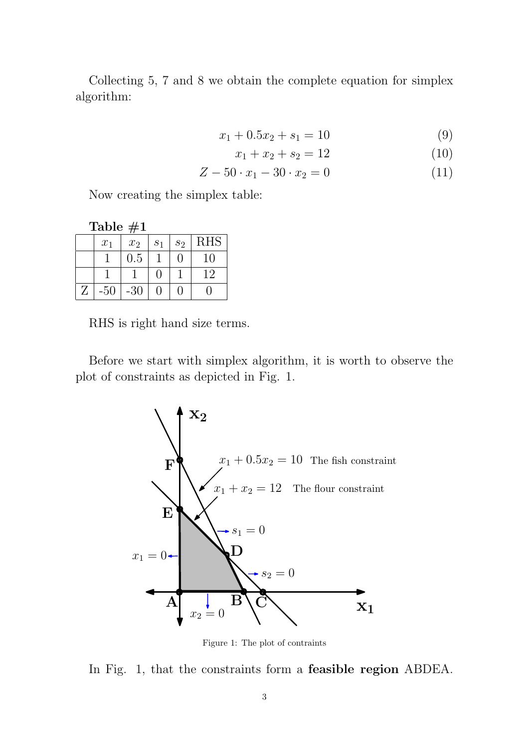Collecting 5, 7 and 8 we obtain the complete equation for simplex algorithm:

$$x_1 + 0.5x_2 + s_1 = 10 \tag{9}$$

$$x_1 + x_2 + s_2 = 12 \tag{10}$$

$$Z - 50 \cdot x_1 - 30 \cdot x_2 = 0 \tag{11}$$

Now creating the simplex table:

**Table #1**

| | $x_1$ | $x_2$ | $s_1$ | $s_2$ | RHS |
|---|---|---|---|---|---|
| | 1 | 0.5 | 1 | 0 | 10 |
| | 1 | 1 | 0 | 1 | 12 |
| Z | -50 | -30 | 0 | 0 | 0 |

RHS is right hand size terms.

Before we start with simplex algorithm, it is worth to observe the plot of constraints as depicted in Fig. 1.

Figure 1: The plot of contraints

In Fig. 1, that the constraints form a **feasible region** ABDEA.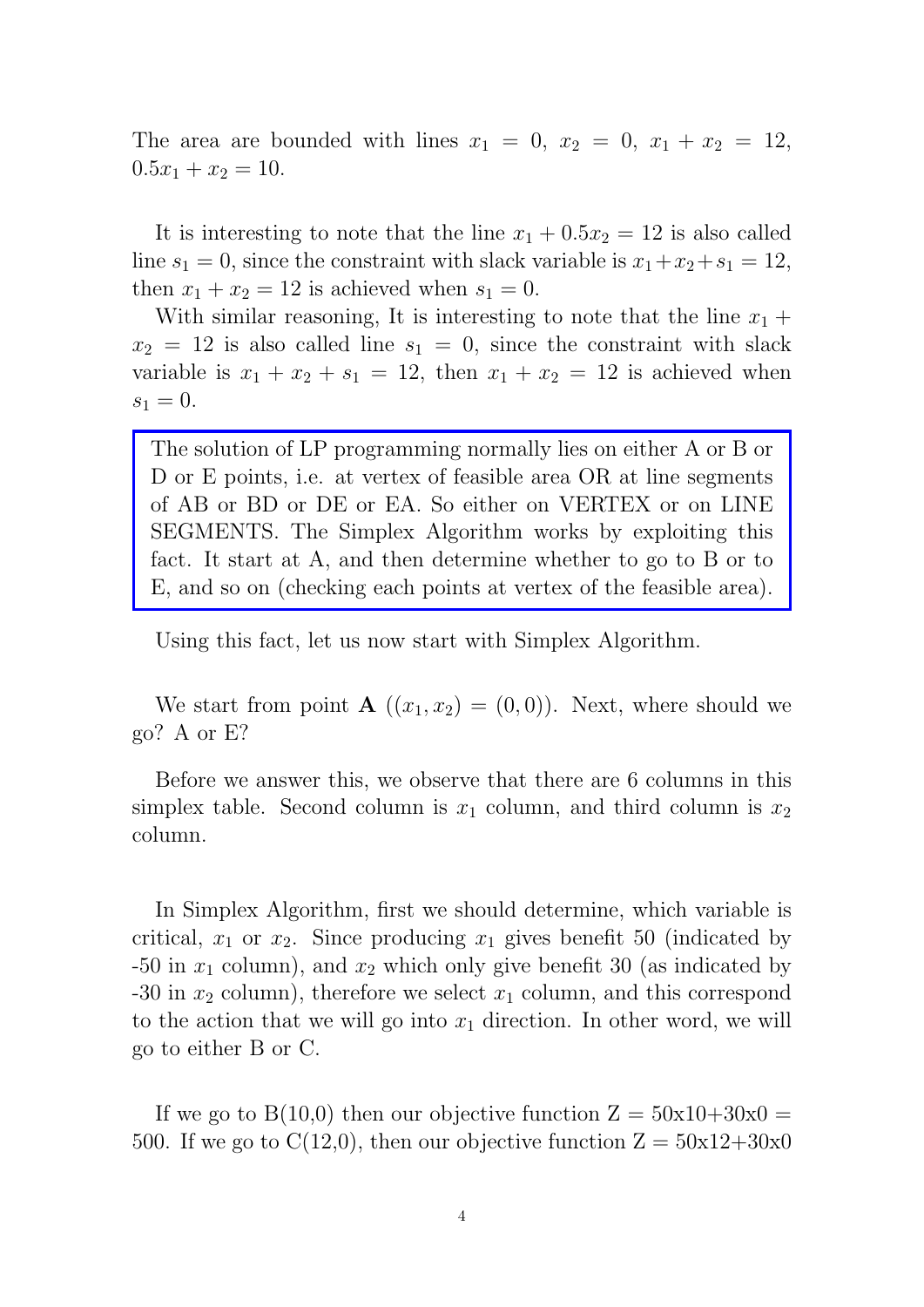The area are bounded with lines $x_1 = 0$, $x_2 = 0$, $x_1 + x_2 = 12$, $0.5x_1 + x_2 = 10$.

It is interesting to note that the line $x_1 + 0.5x_2 = 12$ is also called line $s_1 = 0$, since the constraint with slack variable is $x_1 + x_2 + s_1 = 12$, then $x_1 + x_2 = 12$ is achieved when $s_1 = 0$.

With similar reasoning, It is interesting to note that the line $x_1 + x_2 = 12$ is also called line $s_1 = 0$, since the constraint with slack variable is $x_1 + x_2 + s_1 = 12$, then $x_1 + x_2 = 12$ is achieved when $s_1 = 0$.

> The solution of LP programming normally lies on either A or B or D or E points, i.e. at vertex of feasible area OR at line segments of AB or BD or DE or EA. So either on VERTEX or on LINE SEGMENTS. The Simplex Algorithm works by exploiting this fact. It start at A, and then determine whether to go to B or to E, and so on (checking each points at vertex of the feasible area).

Using this fact, let us now start with Simplex Algorithm.

We start from point **A** ($(x_1, x_2) = (0, 0)$). Next, where should we go? A or E?

Before we answer this, we observe that there are 6 columns in this simplex table. Second column is $x_1$ column, and third column is $x_2$ column.

In Simplex Algorithm, first we should determine, which variable is critical, $x_1$ or $x_2$. Since producing $x_1$ gives benefit 50 (indicated by -50 in $x_1$ column), and $x_2$ which only give benefit 30 (as indicated by -30 in $x_2$ column), therefore we select $x_1$ column, and this correspond to the action that we will go into $x_1$ direction. In other word, we will go to either B or C.

If we go to B(10,0) then our objective function Z = 50x10+30x0 = 500. If we go to C(12,0), then our objective function Z = 50x12+30x0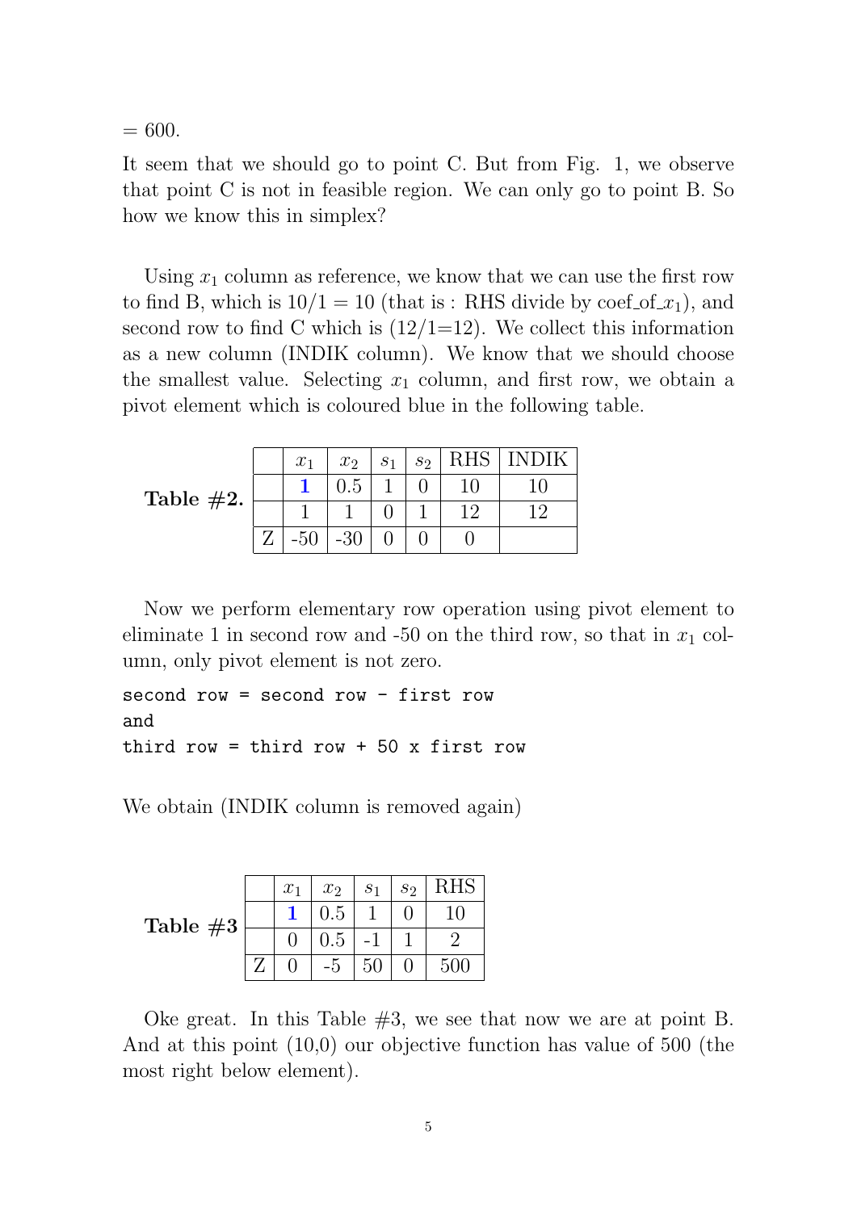= 600.

It seem that we should go to point C. But from Fig. 1, we observe that point C is not in feasible region. We can only go to point B. So how we know this in simplex?

Using $x_1$ column as reference, we know that we can use the first row to find B, which is $10/1 = 10$ (that is : RHS divide by coef_of_$x_1$), and second row to find C which is (12/1=12). We collect this information as a new column (INDIK column). We know that we should choose the smallest value. Selecting $x_1$ column, and first row, we obtain a pivot element which is coloured blue in the following table.

**Table #2.**

| | $x_1$ | $x_2$ | $s_1$ | $s_2$ | RHS | INDIK |
|---|---|---|---|---|---|---|
| | **1** | 0.5 | 1 | 0 | 10 | 10 |
| | 1 | 1 | 0 | 1 | 12 | 12 |
| Z | -50 | -30 | 0 | 0 | 0 | |

Now we perform elementary row operation using pivot element to eliminate 1 in second row and -50 on the third row, so that in $x_1$ column, only pivot element is not zero.

```
second row = second row - first row
and
third row = third row + 50 x first row
```

We obtain (INDIK column is removed again)

**Table #3**

| | $x_1$ | $x_2$ | $s_1$ | $s_2$ | RHS |
|---|---|---|---|---|---|
| | **1** | 0.5 | 1 | 0 | 10 |
| | 0 | 0.5 | -1 | 1 | 2 |
| Z | 0 | -5 | 50 | 0 | 500 |

Oke great. In this Table #3, we see that now we are at point B. And at this point (10,0) our objective function has value of 500 (the most right below element).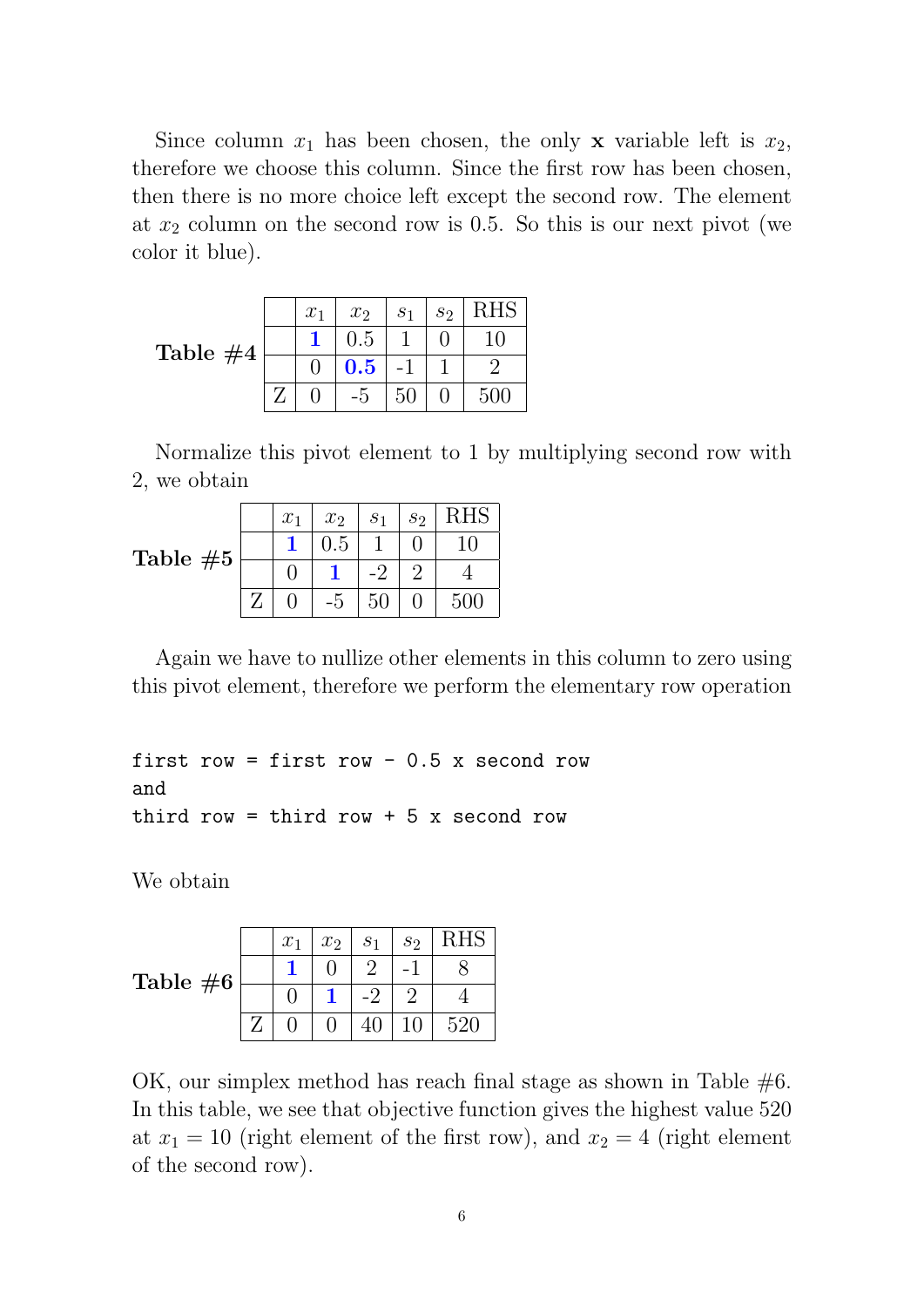Since column $x_1$ has been chosen, the only **x** variable left is $x_2$, therefore we choose this column. Since the first row has been chosen, then there is no more choice left except the second row. The element at $x_2$ column on the second row is 0.5. So this is our next pivot (we color it blue).

**Table #4**

| | $x_1$ | $x_2$ | $s_1$ | $s_2$ | RHS |
|---|---|---|---|---|---|
| | **1** | 0.5 | 1 | 0 | 10 |
| | 0 | **0.5** | -1 | 1 | 2 |
| Z | 0 | -5 | 50 | 0 | 500 |

Normalize this pivot element to 1 by multiplying second row with 2, we obtain

**Table #5**

| | $x_1$ | $x_2$ | $s_1$ | $s_2$ | RHS |
|---|---|---|---|---|---|
| | **1** | 0.5 | 1 | 0 | 10 |
| | 0 | **1** | -2 | 2 | 4 |
| Z | 0 | -5 | 50 | 0 | 500 |

Again we have to nullize other elements in this column to zero using this pivot element, therefore we perform the elementary row operation

```
first row = first row - 0.5 x second row
and
third row = third row + 5 x second row
```

We obtain

**Table #6**

| | $x_1$ | $x_2$ | $s_1$ | $s_2$ | RHS |
|---|---|---|---|---|---|
| | **1** | 0 | 2 | -1 | 8 |
| | 0 | **1** | -2 | 2 | 4 |
| Z | 0 | 0 | 40 | 10 | 520 |

OK, our simplex method has reach final stage as shown in Table #6. In this table, we see that objective function gives the highest value 520 at $x_1 = 10$ (right element of the first row), and $x_2 = 4$ (right element of the second row).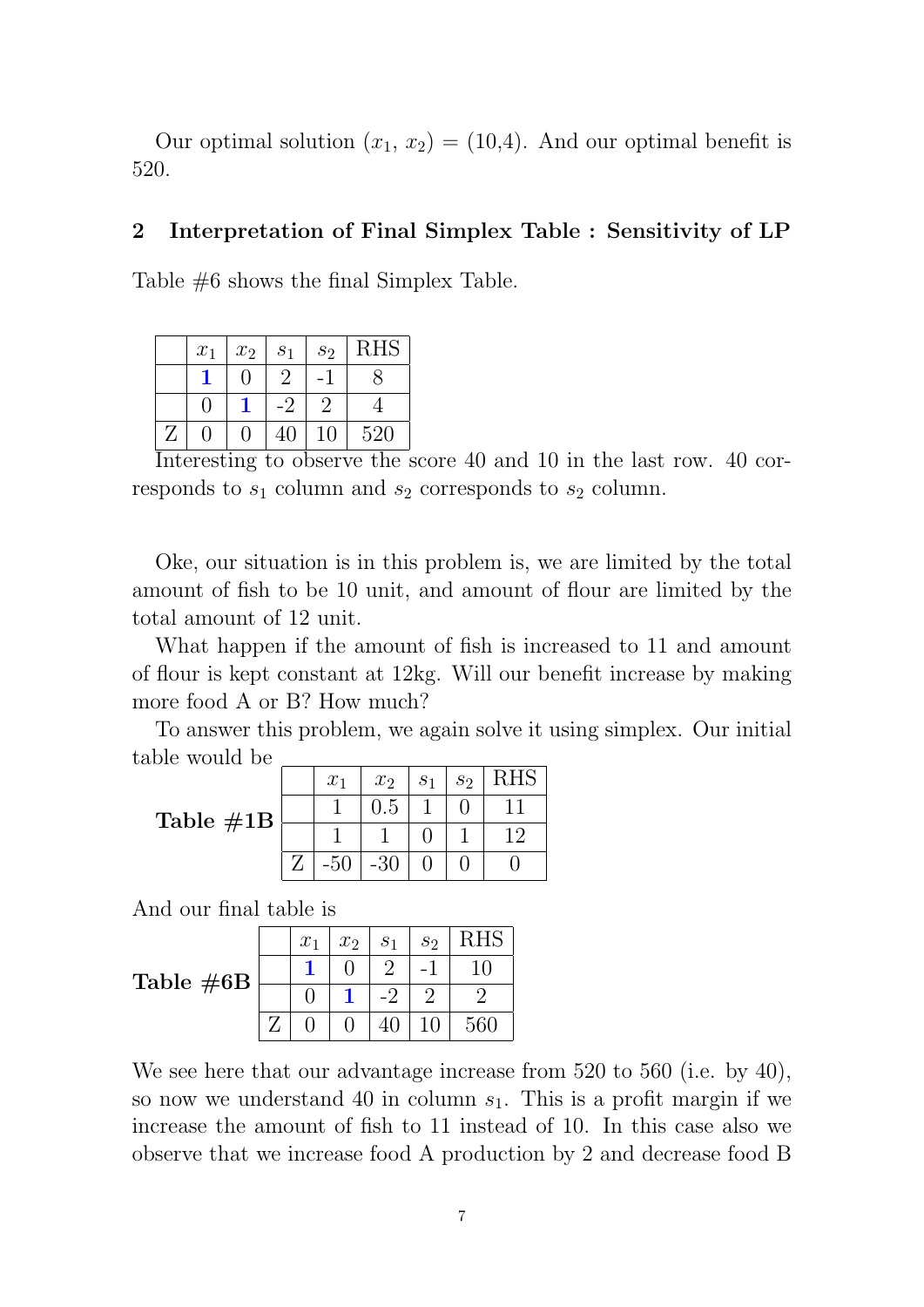Our optimal solution ($x_1$, $x_2$) = (10,4). And our optimal benefit is 520.

## 2 Interpretation of Final Simplex Table : Sensitivity of LP

Table #6 shows the final Simplex Table.

| | $x_1$ | $x_2$ | $s_1$ | $s_2$ | RHS |
|---|---|---|---|---|---|
| | **1** | 0 | 2 | -1 | 8 |
| | 0 | **1** | -2 | 2 | 4 |
| Z | 0 | 0 | 40 | 10 | 520 |

Interesting to observe the score 40 and 10 in the last row. 40 corresponds to $s_1$ column and $s_2$ corresponds to $s_2$ column.

Oke, our situation is in this problem is, we are limited by the total amount of fish to be 10 unit, and amount of flour are limited by the total amount of 12 unit.

What happen if the amount of fish is increased to 11 and amount of flour is kept constant at 12kg. Will our benefit increase by making more food A or B? How much?

To answer this problem, we again solve it using simplex. Our initial table would be

**Table #1B**

| | $x_1$ | $x_2$ | $s_1$ | $s_2$ | RHS |
|---|---|---|---|---|---|
| | 1 | 0.5 | 1 | 0 | 11 |
| | 1 | 1 | 0 | 1 | 12 |
| Z | -50 | -30 | 0 | 0 | 0 |

And our final table is

**Table #6B**

| | $x_1$ | $x_2$ | $s_1$ | $s_2$ | RHS |
|---|---|---|---|---|---|
| | **1** | 0 | 2 | -1 | 10 |
| | 0 | **1** | -2 | 2 | 2 |
| Z | 0 | 0 | 40 | 10 | 560 |

We see here that our advantage increase from 520 to 560 (i.e. by 40), so now we understand 40 in column $s_1$. This is a profit margin if we increase the amount of fish to 11 instead of 10. In this case also we observe that we increase food A production by 2 and decrease food B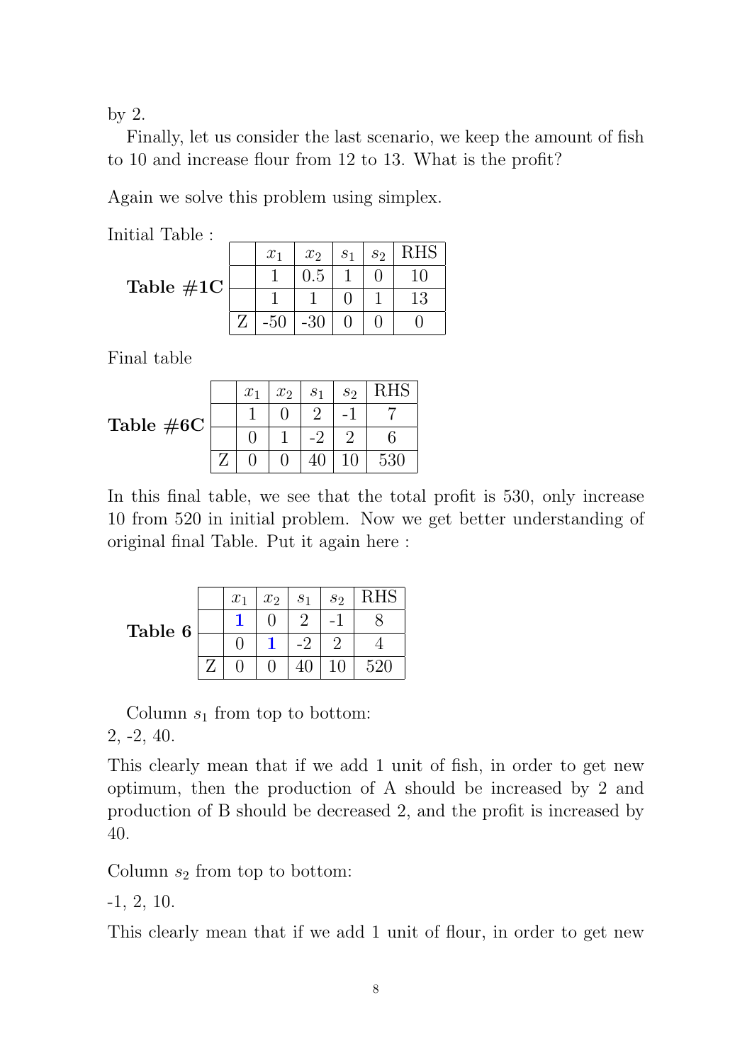by 2.

Finally, let us consider the last scenario, we keep the amount of fish to 10 and increase flour from 12 to 13. What is the profit?

Again we solve this problem using simplex.

Initial Table :

**Table #1C**

| | $x_1$ | $x_2$ | $s_1$ | $s_2$ | RHS |
|---|---|---|---|---|---|
| | 1 | 0.5 | 1 | 0 | 10 |
| | 1 | 1 | 0 | 1 | 13 |
| Z | -50 | -30 | 0 | 0 | 0 |

Final table

**Table #6C**

| | $x_1$ | $x_2$ | $s_1$ | $s_2$ | RHS |
|---|---|---|---|---|---|
| | 1 | 0 | 2 | -1 | 7 |
| | 0 | 1 | -2 | 2 | 6 |
| Z | 0 | 0 | 40 | 10 | 530 |

In this final table, we see that the total profit is 530, only increase 10 from 520 in initial problem. Now we get better understanding of original final Table. Put it again here :

**Table 6**

| | $x_1$ | $x_2$ | $s_1$ | $s_2$ | RHS |
|---|---|---|---|---|---|
| | **1** | 0 | 2 | -1 | 8 |
| | 0 | **1** | -2 | 2 | 4 |
| Z | 0 | 0 | 40 | 10 | 520 |

Column $s_1$ from top to bottom:
2, -2, 40.

This clearly mean that if we add 1 unit of fish, in order to get new optimum, then the production of A should be increased by 2 and production of B should be decreased 2, and the profit is increased by 40.

Column $s_2$ from top to bottom:

-1, 2, 10.

This clearly mean that if we add 1 unit of flour, in order to get new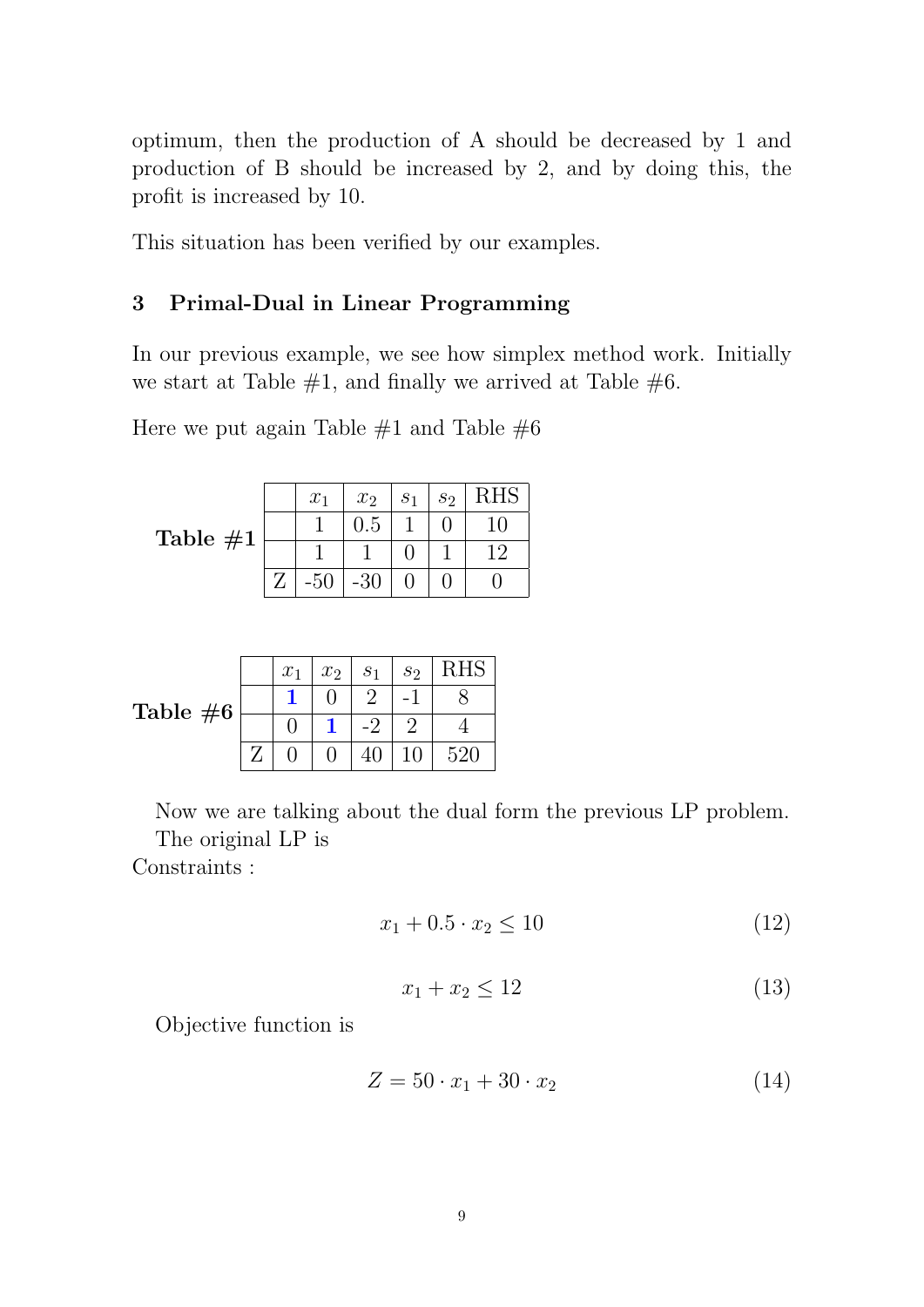optimum, then the production of A should be decreased by 1 and production of B should be increased by 2, and by doing this, the profit is increased by 10.

This situation has been verified by our examples.

## 3 Primal-Dual in Linear Programming

In our previous example, we see how simplex method work. Initially we start at Table #1, and finally we arrived at Table #6.

Here we put again Table #1 and Table #6

**Table #1**

| | $x_1$ | $x_2$ | $s_1$ | $s_2$ | RHS |
|---|---|---|---|---|---|
| | 1 | 0.5 | 1 | 0 | 10 |
| | 1 | 1 | 0 | 1 | 12 |
| Z | -50 | -30 | 0 | 0 | 0 |

**Table #6**

| | $x_1$ | $x_2$ | $s_1$ | $s_2$ | RHS |
|---|---|---|---|---|---|
| | **1** | 0 | 2 | -1 | 8 |
| | 0 | **1** | -2 | 2 | 4 |
| Z | 0 | 0 | 40 | 10 | 520 |

Now we are talking about the dual form the previous LP problem. The original LP is

Constraints :

$$x_1 + 0.5 \cdot x_2 \leq 10 \tag{12}$$

$$x_1 + x_2 \leq 12 \tag{13}$$

Objective function is

$$Z = 50 \cdot x_1 + 30 \cdot x_2 \tag{14}$$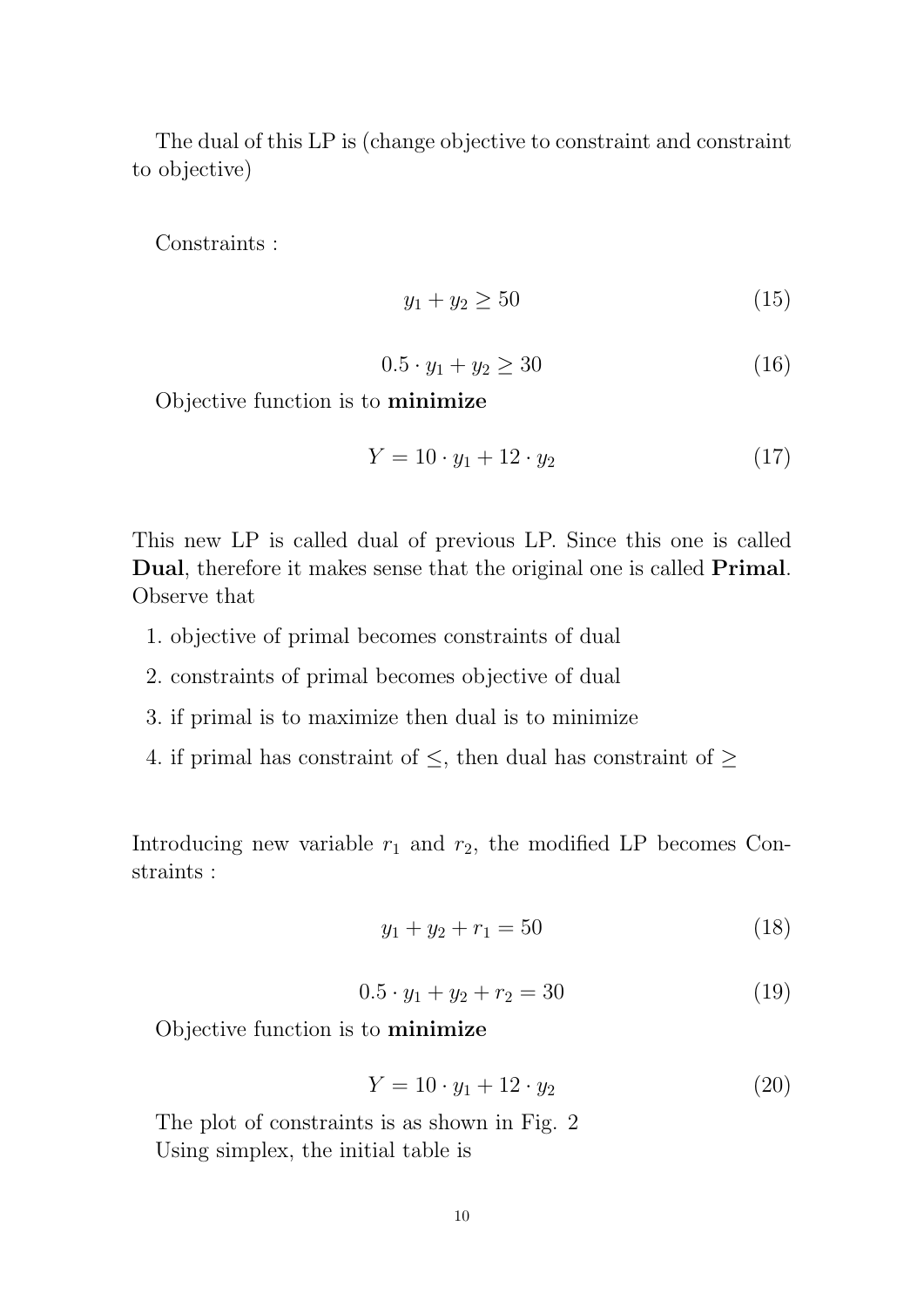The dual of this LP is (change objective to constraint and constraint to objective)

Constraints :

$$y_1 + y_2 \geq 50 \tag{15}$$

$$0.5 \cdot y_1 + y_2 \geq 30 \tag{16}$$

Objective function is to **minimize**

$$Y = 10 \cdot y_1 + 12 \cdot y_2 \tag{17}$$

This new LP is called dual of previous LP. Since this one is called **Dual**, therefore it makes sense that the original one is called **Primal**. Observe that

1. objective of primal becomes constraints of dual
2. constraints of primal becomes objective of dual
3. if primal is to maximize then dual is to minimize
4. if primal has constraint of $\leq$, then dual has constraint of $\geq$

Introducing new variable $r_1$ and $r_2$, the modified LP becomes Constraints :

$$y_1 + y_2 + r_1 = 50 \tag{18}$$

$$0.5 \cdot y_1 + y_2 + r_2 = 30 \tag{19}$$

Objective function is to **minimize**

$$Y = 10 \cdot y_1 + 12 \cdot y_2 \tag{20}$$

The plot of constraints is as shown in Fig. 2

Using simplex, the initial table is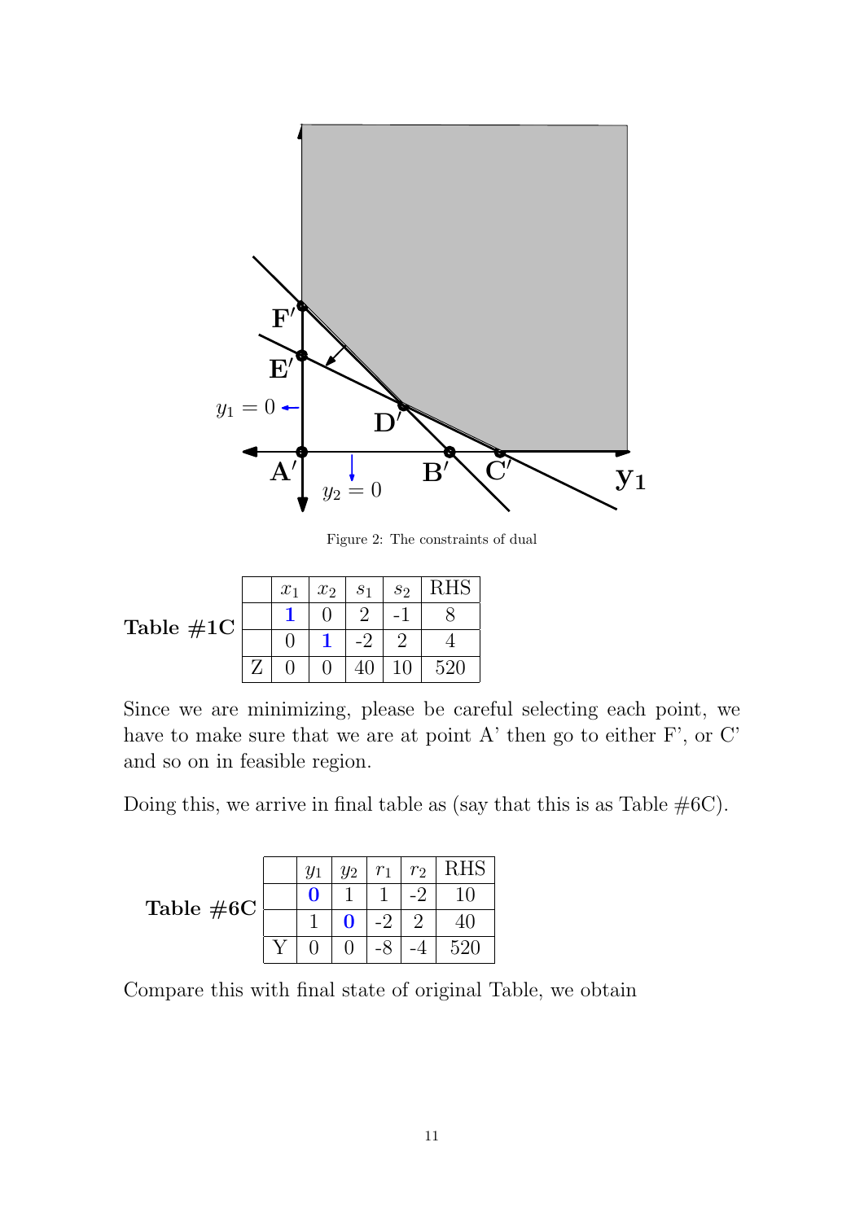Figure 2: The constraints of dual

**Table #1C**

| | $x_1$ | $x_2$ | $s_1$ | $s_2$ | RHS |
|---|---|---|---|---|---|
| | **1** | 0 | 2 | -1 | 8 |
| | 0 | **1** | -2 | 2 | 4 |
| Z | 0 | 0 | 40 | 10 | 520 |

Since we are minimizing, please be careful selecting each point, we have to make sure that we are at point A' then go to either F', or C' and so on in feasible region.

Doing this, we arrive in final table as (say that this is as Table #6C).

**Table #6C**

| | $y_1$ | $y_2$ | $r_1$ | $r_2$ | RHS |
|---|---|---|---|---|---|
| | **0** | 1 | 1 | -2 | 10 |
| | 1 | **0** | -2 | 2 | 40 |
| Y | 0 | 0 | -8 | -4 | 520 |

Compare this with final state of original Table, we obtain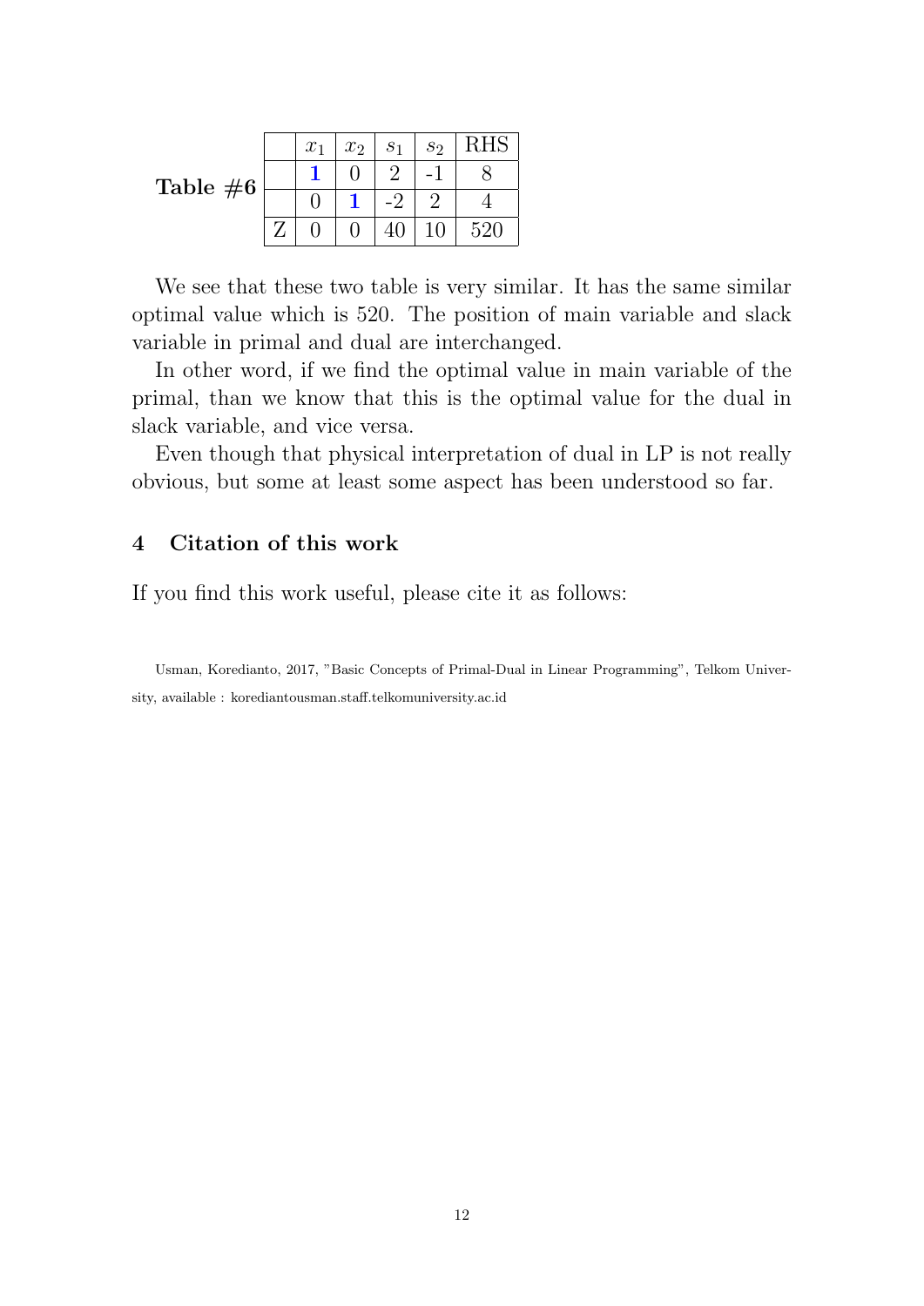**Table #6**

| | $x_1$ | $x_2$ | $s_1$ | $s_2$ | RHS |
|---|---|---|---|---|---|
| | **1** | 0 | 2 | -1 | 8 |
| | 0 | **1** | -2 | 2 | 4 |
| Z | 0 | 0 | 40 | 10 | 520 |

We see that these two table is very similar. It has the same similar optimal value which is 520. The position of main variable and slack variable in primal and dual are interchanged.

In other word, if we find the optimal value in main variable of the primal, than we know that this is the optimal value for the dual in slack variable, and vice versa.

Even though that physical interpretation of dual in LP is not really obvious, but some at least some aspect has been understood so far.

## 4 Citation of this work

If you find this work useful, please cite it as follows:

Usman, Koredianto, 2017, "Basic Concepts of Primal-Dual in Linear Programming", Telkom University, available : korediantousman.staff.telkomuniversity.ac.id